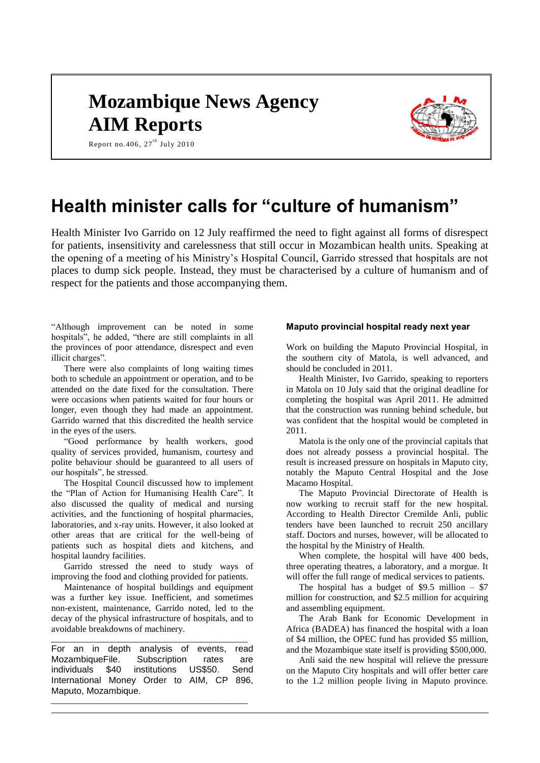# Mozambique News Agency
# AIM Reports

Report no.406, 27th July 2010

# Health minister calls for "culture of humanism"

Health Minister Ivo Garrido on 12 July reaffirmed the need to fight against all forms of disrespect for patients, insensitivity and carelessness that still occur in Mozambican health units. Speaking at the opening of a meeting of his Ministry's Hospital Council, Garrido stressed that hospitals are not places to dump sick people. Instead, they must be characterised by a culture of humanism and of respect for the patients and those accompanying them.

"Although improvement can be noted in some hospitals", he added, "there are still complaints in all the provinces of poor attendance, disrespect and even illicit charges".

There were also complaints of long waiting times both to schedule an appointment or operation, and to be attended on the date fixed for the consultation. There were occasions when patients waited for four hours or longer, even though they had made an appointment. Garrido warned that this discredited the health service in the eyes of the users.

"Good performance by health workers, good quality of services provided, humanism, courtesy and polite behaviour should be guaranteed to all users of our hospitals", he stressed.

The Hospital Council discussed how to implement the "Plan of Action for Humanising Health Care". It also discussed the quality of medical and nursing activities, and the functioning of hospital pharmacies, laboratories, and x-ray units. However, it also looked at other areas that are critical for the well-being of patients such as hospital diets and kitchens, and hospital laundry facilities.

Garrido stressed the need to study ways of improving the food and clothing provided for patients.

Maintenance of hospital buildings and equipment was a further key issue. Inefficient, and sometimes non-existent, maintenance, Garrido noted, led to the decay of the physical infrastructure of hospitals, and to avoidable breakdowns of machinery.

---

For an in depth analysis of events, read MozambiqueFile. Subscription rates are individuals $40 institutions US$50. Send International Money Order to AIM, CP 896, Maputo, Mozambique.

---

### Maputo provincial hospital ready next year

Work on building the Maputo Provincial Hospital, in the southern city of Matola, is well advanced, and should be concluded in 2011.

Health Minister, Ivo Garrido, speaking to reporters in Matola on 10 July said that the original deadline for completing the hospital was April 2011. He admitted that the construction was running behind schedule, but was confident that the hospital would be completed in 2011.

Matola is the only one of the provincial capitals that does not already possess a provincial hospital. The result is increased pressure on hospitals in Maputo city, notably the Maputo Central Hospital and the Jose Macamo Hospital.

The Maputo Provincial Directorate of Health is now working to recruit staff for the new hospital. According to Health Director Cremilde Anli, public tenders have been launched to recruit 250 ancillary staff. Doctors and nurses, however, will be allocated to the hospital by the Ministry of Health.

When complete, the hospital will have 400 beds, three operating theatres, a laboratory, and a morgue. It will offer the full range of medical services to patients.

The hospital has a budget of $9.5 million – $7 million for construction, and $2.5 million for acquiring and assembling equipment.

The Arab Bank for Economic Development in Africa (BADEA) has financed the hospital with a loan of $4 million, the OPEC fund has provided $5 million, and the Mozambique state itself is providing $500,000.

Anli said the new hospital will relieve the pressure on the Maputo City hospitals and will offer better care to the 1.2 million people living in Maputo province.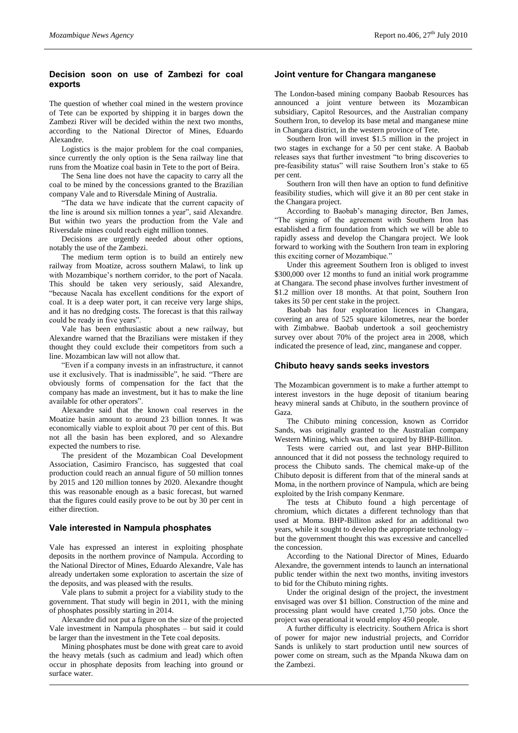## Decision soon on use of Zambezi for coal exports

The question of whether coal mined in the western province of Tete can be exported by shipping it in barges down the Zambezi River will be decided within the next two months, according to the National Director of Mines, Eduardo Alexandre.

Logistics is the major problem for the coal companies, since currently the only option is the Sena railway line that runs from the Moatize coal basin in Tete to the port of Beira.

The Sena line does not have the capacity to carry all the coal to be mined by the concessions granted to the Brazilian company Vale and to Riversdale Mining of Australia.

"The data we have indicate that the current capacity of the line is around six million tonnes a year", said Alexandre. But within two years the production from the Vale and Riversdale mines could reach eight million tonnes.

Decisions are urgently needed about other options, notably the use of the Zambezi.

The medium term option is to build an entirely new railway from Moatize, across southern Malawi, to link up with Mozambique's northern corridor, to the port of Nacala. This should be taken very seriously, said Alexandre, "because Nacala has excellent conditions for the export of coal. It is a deep water port, it can receive very large ships, and it has no dredging costs. The forecast is that this railway could be ready in five years".

Vale has been enthusiastic about a new railway, but Alexandre warned that the Brazilians were mistaken if they thought they could exclude their competitors from such a line. Mozambican law will not allow that.

"Even if a company invests in an infrastructure, it cannot use it exclusively. That is inadmissible", he said. "There are obviously forms of compensation for the fact that the company has made an investment, but it has to make the line available for other operators".

Alexandre said that the known coal reserves in the Moatize basin amount to around 23 billion tonnes. It was economically viable to exploit about 70 per cent of this. But not all the basin has been explored, and so Alexandre expected the numbers to rise.

The president of the Mozambican Coal Development Association, Casimiro Francisco, has suggested that coal production could reach an annual figure of 50 million tonnes by 2015 and 120 million tonnes by 2020. Alexandre thought this was reasonable enough as a basic forecast, but warned that the figures could easily prove to be out by 30 per cent in either direction.

## Vale interested in Nampula phosphates

Vale has expressed an interest in exploiting phosphate deposits in the northern province of Nampula. According to the National Director of Mines, Eduardo Alexandre, Vale has already undertaken some exploration to ascertain the size of the deposits, and was pleased with the results.

Vale plans to submit a project for a viability study to the government. That study will begin in 2011, with the mining of phosphates possibly starting in 2014.

Alexandre did not put a figure on the size of the projected Vale investment in Nampula phosphates – but said it could be larger than the investment in the Tete coal deposits.

Mining phosphates must be done with great care to avoid the heavy metals (such as cadmium and lead) which often occur in phosphate deposits from leaching into ground or surface water.

## Joint venture for Changara manganese

The London-based mining company Baobab Resources has announced a joint venture between its Mozambican subsidiary, Capitol Resources, and the Australian company Southern Iron, to develop its base metal and manganese mine in Changara district, in the western province of Tete.

Southern Iron will invest $1.5 million in the project in two stages in exchange for a 50 per cent stake. A Baobab releases says that further investment "to bring discoveries to pre-feasibility status" will raise Southern Iron's stake to 65 per cent.

Southern Iron will then have an option to fund definitive feasibility studies, which will give it an 80 per cent stake in the Changara project.

According to Baobab's managing director, Ben James, "The signing of the agreement with Southern Iron has established a firm foundation from which we will be able to rapidly assess and develop the Changara project. We look forward to working with the Southern Iron team in exploring this exciting corner of Mozambique."

Under this agreement Southern Iron is obliged to invest $300,000 over 12 months to fund an initial work programme at Changara. The second phase involves further investment of $1.2 million over 18 months. At that point, Southern Iron takes its 50 per cent stake in the project.

Baobab has four exploration licences in Changara, covering an area of 525 square kilometres, near the border with Zimbabwe. Baobab undertook a soil geochemistry survey over about 70% of the project area in 2008, which indicated the presence of lead, zinc, manganese and copper.

## Chibuto heavy sands seeks investors

The Mozambican government is to make a further attempt to interest investors in the huge deposit of titanium bearing heavy mineral sands at Chibuto, in the southern province of Gaza.

The Chibuto mining concession, known as Corridor Sands, was originally granted to the Australian company Western Mining, which was then acquired by BHP-Billiton.

Tests were carried out, and last year BHP-Billiton announced that it did not possess the technology required to process the Chibuto sands. The chemical make-up of the Chibuto deposit is different from that of the mineral sands at Moma, in the northern province of Nampula, which are being exploited by the Irish company Kenmare.

The tests at Chibuto found a high percentage of chromium, which dictates a different technology than that used at Moma. BHP-Billiton asked for an additional two years, while it sought to develop the appropriate technology – but the government thought this was excessive and cancelled the concession.

According to the National Director of Mines, Eduardo Alexandre, the government intends to launch an international public tender within the next two months, inviting investors to bid for the Chibuto mining rights.

Under the original design of the project, the investment envisaged was over $1 billion. Construction of the mine and processing plant would have created 1,750 jobs. Once the project was operational it would employ 450 people.

A further difficulty is electricity. Southern Africa is short of power for major new industrial projects, and Corridor Sands is unlikely to start production until new sources of power come on stream, such as the Mpanda Nkuwa dam on the Zambezi.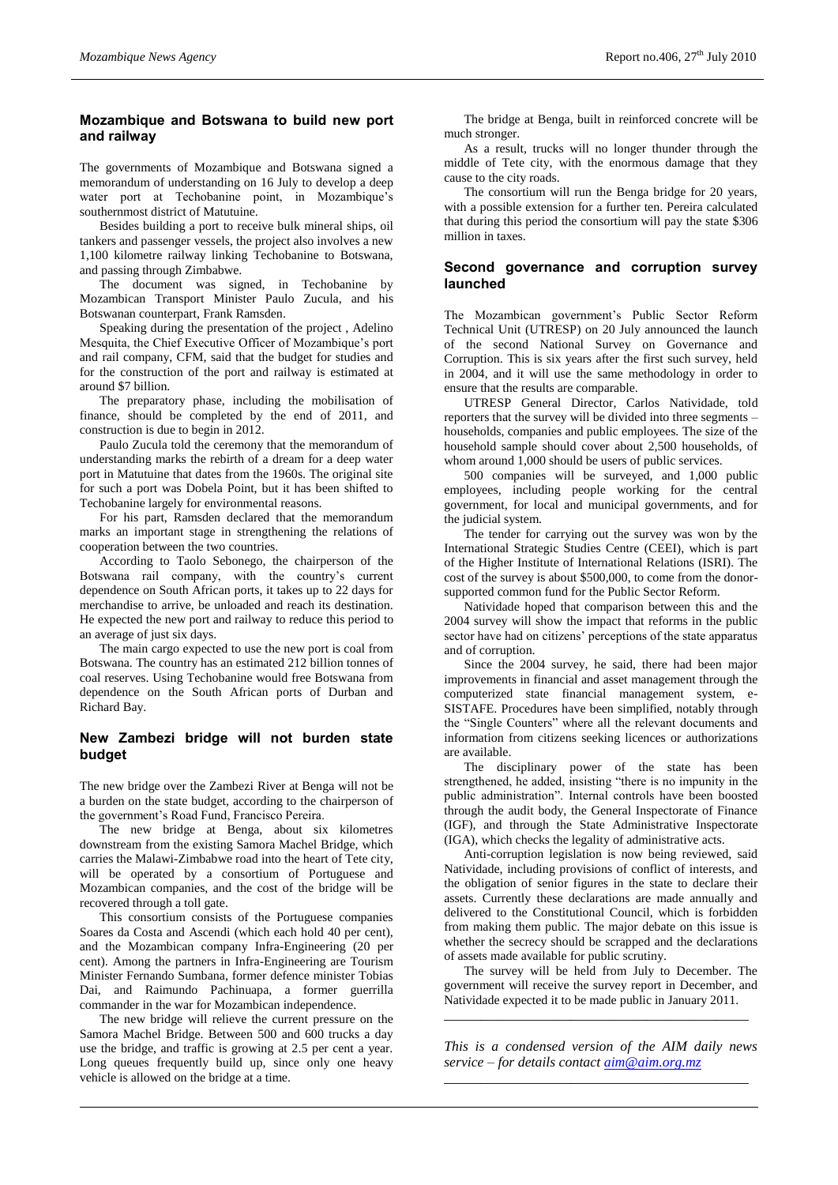## Mozambique and Botswana to build new port and railway

The governments of Mozambique and Botswana signed a memorandum of understanding on 16 July to develop a deep water port at Techobanine point, in Mozambique's southernmost district of Matutuine.

Besides building a port to receive bulk mineral ships, oil tankers and passenger vessels, the project also involves a new 1,100 kilometre railway linking Techobanine to Botswana, and passing through Zimbabwe.

The document was signed, in Techobanine by Mozambican Transport Minister Paulo Zucula, and his Botswanan counterpart, Frank Ramsden.

Speaking during the presentation of the project , Adelino Mesquita, the Chief Executive Officer of Mozambique's port and rail company, CFM, said that the budget for studies and for the construction of the port and railway is estimated at around $7 billion.

The preparatory phase, including the mobilisation of finance, should be completed by the end of 2011, and construction is due to begin in 2012.

Paulo Zucula told the ceremony that the memorandum of understanding marks the rebirth of a dream for a deep water port in Matutuine that dates from the 1960s. The original site for such a port was Dobela Point, but it has been shifted to Techobanine largely for environmental reasons.

For his part, Ramsden declared that the memorandum marks an important stage in strengthening the relations of cooperation between the two countries.

According to Taolo Sebonego, the chairperson of the Botswana rail company, with the country's current dependence on South African ports, it takes up to 22 days for merchandise to arrive, be unloaded and reach its destination. He expected the new port and railway to reduce this period to an average of just six days.

The main cargo expected to use the new port is coal from Botswana. The country has an estimated 212 billion tonnes of coal reserves. Using Techobanine would free Botswana from dependence on the South African ports of Durban and Richard Bay.

## New Zambezi bridge will not burden state budget

The new bridge over the Zambezi River at Benga will not be a burden on the state budget, according to the chairperson of the government's Road Fund, Francisco Pereira.

The new bridge at Benga, about six kilometres downstream from the existing Samora Machel Bridge, which carries the Malawi-Zimbabwe road into the heart of Tete city, will be operated by a consortium of Portuguese and Mozambican companies, and the cost of the bridge will be recovered through a toll gate.

This consortium consists of the Portuguese companies Soares da Costa and Ascendi (which each hold 40 per cent), and the Mozambican company Infra-Engineering (20 per cent). Among the partners in Infra-Engineering are Tourism Minister Fernando Sumbana, former defence minister Tobias Dai, and Raimundo Pachinuapa, a former guerrilla commander in the war for Mozambican independence.

The new bridge will relieve the current pressure on the Samora Machel Bridge. Between 500 and 600 trucks a day use the bridge, and traffic is growing at 2.5 per cent a year. Long queues frequently build up, since only one heavy vehicle is allowed on the bridge at a time.

The bridge at Benga, built in reinforced concrete will be much stronger.

As a result, trucks will no longer thunder through the middle of Tete city, with the enormous damage that they cause to the city roads.

The consortium will run the Benga bridge for 20 years, with a possible extension for a further ten. Pereira calculated that during this period the consortium will pay the state $306 million in taxes.

## Second governance and corruption survey launched

The Mozambican government's Public Sector Reform Technical Unit (UTRESP) on 20 July announced the launch of the second National Survey on Governance and Corruption. This is six years after the first such survey, held in 2004, and it will use the same methodology in order to ensure that the results are comparable.

UTRESP General Director, Carlos Natividade, told reporters that the survey will be divided into three segments – households, companies and public employees. The size of the household sample should cover about 2,500 households, of whom around 1,000 should be users of public services.

500 companies will be surveyed, and 1,000 public employees, including people working for the central government, for local and municipal governments, and for the judicial system.

The tender for carrying out the survey was won by the International Strategic Studies Centre (CEEI), which is part of the Higher Institute of International Relations (ISRI). The cost of the survey is about $500,000, to come from the donor-supported common fund for the Public Sector Reform.

Natividade hoped that comparison between this and the 2004 survey will show the impact that reforms in the public sector have had on citizens' perceptions of the state apparatus and of corruption.

Since the 2004 survey, he said, there had been major improvements in financial and asset management through the computerized state financial management system, e-SISTAFE. Procedures have been simplified, notably through the "Single Counters" where all the relevant documents and information from citizens seeking licences or authorizations are available.

The disciplinary power of the state has been strengthened, he added, insisting "there is no impunity in the public administration". Internal controls have been boosted through the audit body, the General Inspectorate of Finance (IGF), and through the State Administrative Inspectorate (IGA), which checks the legality of administrative acts.

Anti-corruption legislation is now being reviewed, said Natividade, including provisions of conflict of interests, and the obligation of senior figures in the state to declare their assets. Currently these declarations are made annually and delivered to the Constitutional Council, which is forbidden from making them public. The major debate on this issue is whether the secrecy should be scrapped and the declarations of assets made available for public scrutiny.

The survey will be held from July to December. The government will receive the survey report in December, and Natividade expected it to be made public in January 2011.

---

*This is a condensed version of the AIM daily news service – for details contact aim@aim.org.mz*

---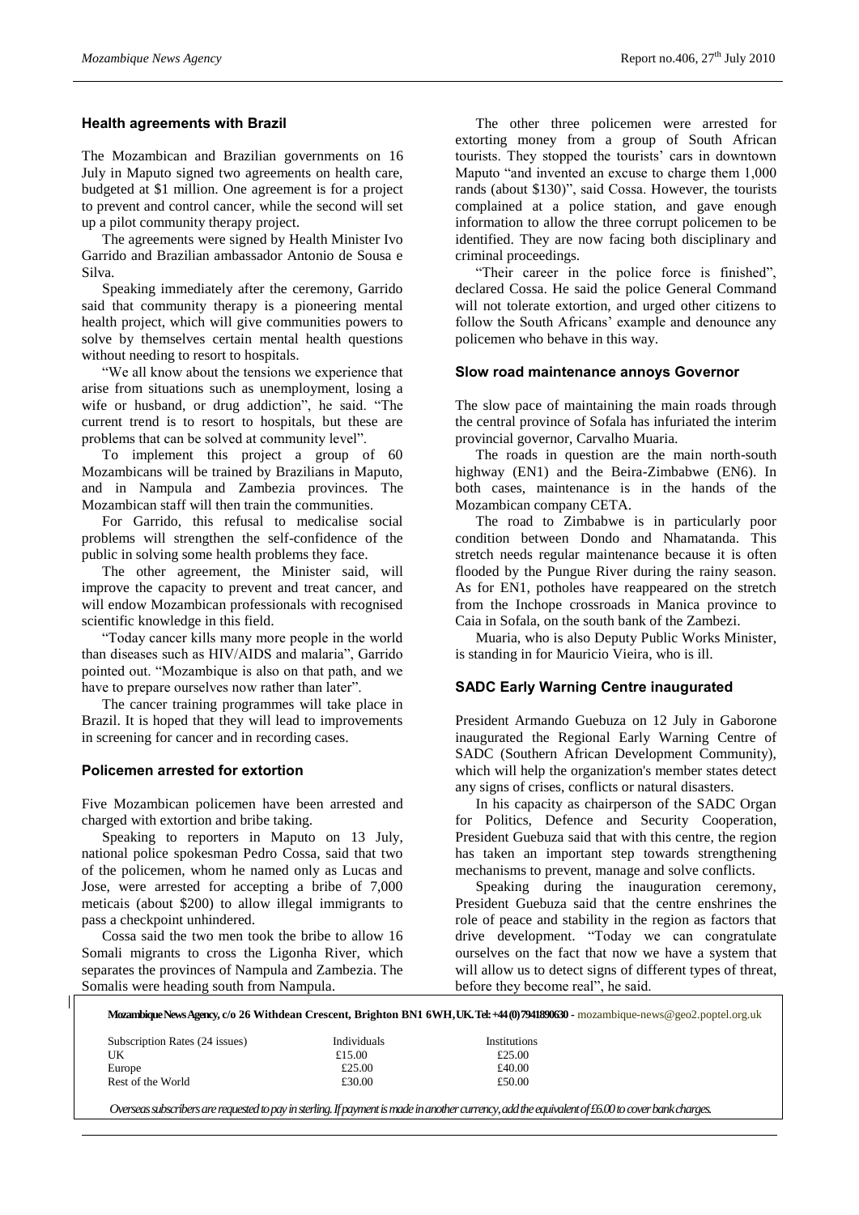## Health agreements with Brazil

The Mozambican and Brazilian governments on 16 July in Maputo signed two agreements on health care, budgeted at $1 million. One agreement is for a project to prevent and control cancer, while the second will set up a pilot community therapy project.

The agreements were signed by Health Minister Ivo Garrido and Brazilian ambassador Antonio de Sousa e Silva.

Speaking immediately after the ceremony, Garrido said that community therapy is a pioneering mental health project, which will give communities powers to solve by themselves certain mental health questions without needing to resort to hospitals.

"We all know about the tensions we experience that arise from situations such as unemployment, losing a wife or husband, or drug addiction", he said. "The current trend is to resort to hospitals, but these are problems that can be solved at community level".

To implement this project a group of 60 Mozambicans will be trained by Brazilians in Maputo, and in Nampula and Zambezia provinces. The Mozambican staff will then train the communities.

For Garrido, this refusal to medicalise social problems will strengthen the self-confidence of the public in solving some health problems they face.

The other agreement, the Minister said, will improve the capacity to prevent and treat cancer, and will endow Mozambican professionals with recognised scientific knowledge in this field.

"Today cancer kills many more people in the world than diseases such as HIV/AIDS and malaria", Garrido pointed out. "Mozambique is also on that path, and we have to prepare ourselves now rather than later".

The cancer training programmes will take place in Brazil. It is hoped that they will lead to improvements in screening for cancer and in recording cases.

## Policemen arrested for extortion

Five Mozambican policemen have been arrested and charged with extortion and bribe taking.

Speaking to reporters in Maputo on 13 July, national police spokesman Pedro Cossa, said that two of the policemen, whom he named only as Lucas and Jose, were arrested for accepting a bribe of 7,000 meticais (about $200) to allow illegal immigrants to pass a checkpoint unhindered.

Cossa said the two men took the bribe to allow 16 Somali migrants to cross the Ligonha River, which separates the provinces of Nampula and Zambezia. The Somalis were heading south from Nampula.

The other three policemen were arrested for extorting money from a group of South African tourists. They stopped the tourists' cars in downtown Maputo "and invented an excuse to charge them 1,000 rands (about $130)", said Cossa. However, the tourists complained at a police station, and gave enough information to allow the three corrupt policemen to be identified. They are now facing both disciplinary and criminal proceedings.

"Their career in the police force is finished", declared Cossa. He said the police General Command will not tolerate extortion, and urged other citizens to follow the South Africans' example and denounce any policemen who behave in this way.

## Slow road maintenance annoys Governor

The slow pace of maintaining the main roads through the central province of Sofala has infuriated the interim provincial governor, Carvalho Muaria.

The roads in question are the main north-south highway (EN1) and the Beira-Zimbabwe (EN6). In both cases, maintenance is in the hands of the Mozambican company CETA.

The road to Zimbabwe is in particularly poor condition between Dondo and Nhamatanda. This stretch needs regular maintenance because it is often flooded by the Pungue River during the rainy season. As for EN1, potholes have reappeared on the stretch from the Inchope crossroads in Manica province to Caia in Sofala, on the south bank of the Zambezi.

Muaria, who is also Deputy Public Works Minister, is standing in for Mauricio Vieira, who is ill.

## SADC Early Warning Centre inaugurated

President Armando Guebuza on 12 July in Gaborone inaugurated the Regional Early Warning Centre of SADC (Southern African Development Community), which will help the organization's member states detect any signs of crises, conflicts or natural disasters.

In his capacity as chairperson of the SADC Organ for Politics, Defence and Security Cooperation, President Guebuza said that with this centre, the region has taken an important step towards strengthening mechanisms to prevent, manage and solve conflicts.

Speaking during the inauguration ceremony, President Guebuza said that the centre enshrines the role of peace and stability in the region as factors that drive development. "Today we can congratulate ourselves on the fact that now we have a system that will allow us to detect signs of different types of threat, before they become real", he said.

**Mozambique News Agency, c/o 26 Withdean Crescent, Brighton BN1 6WH, UK. Tel: +44 (0)7941890630 -** mozambique-news@geo2.poptel.org.uk

| Subscription Rates (24 issues) | Individuals | Institutions |
|---|---|---|
| UK | £15.00 | £25.00 |
| Europe | £25.00 | £40.00 |
| Rest of the World | £30.00 | £50.00 |

*Overseas subscribers are requested to pay in sterling. If payment is made in another currency, add the equivalent of £6.00 to cover bank charges.*